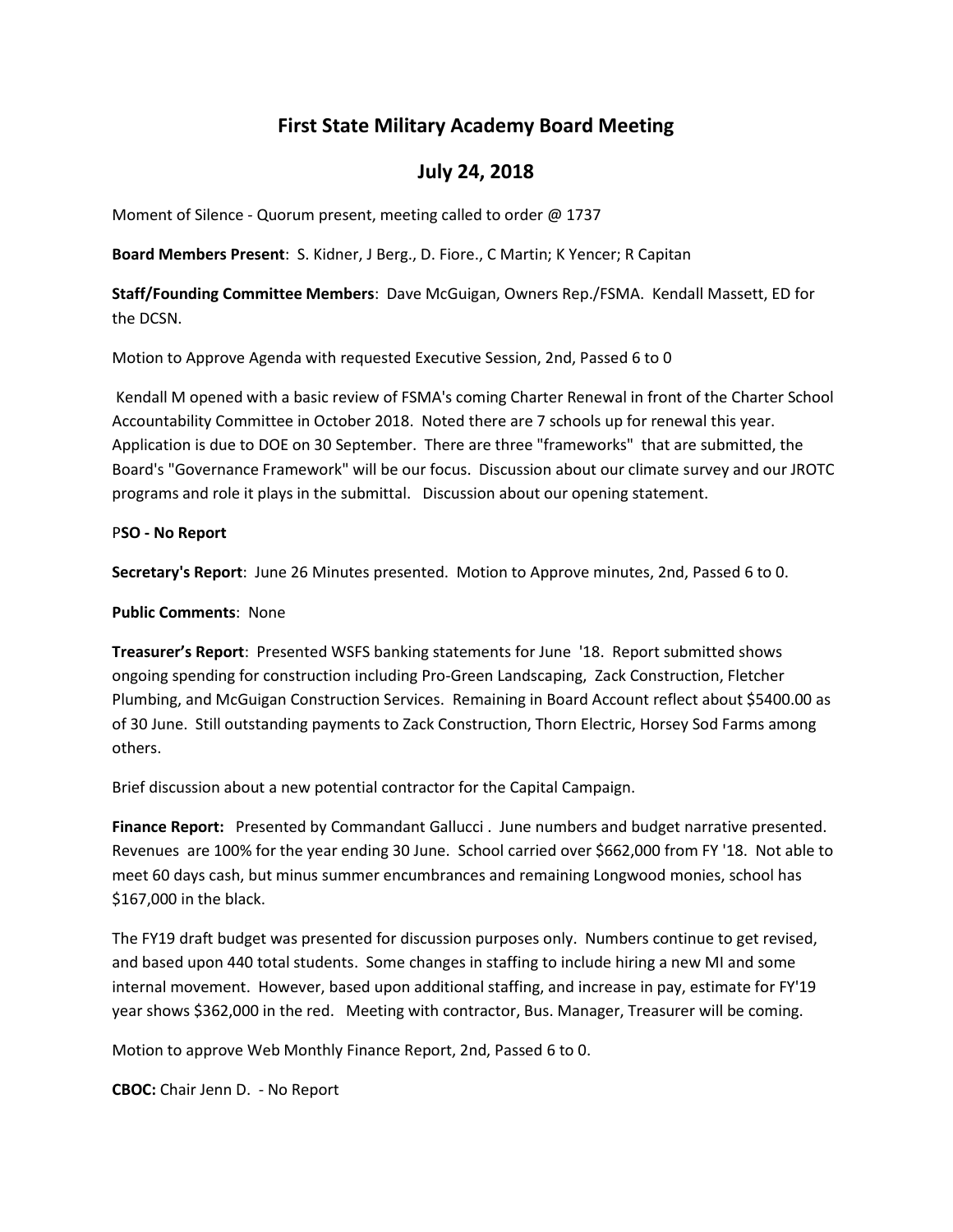# First State Military Academy Board Meeting

## July 24, 2018

Moment of Silence - Quorum present, meeting called to order @ 1737

**Board Members Present**: S. Kidner, J Berg., D. Fiore., C Martin; K Yencer; R Capitan

**Staff/Founding Committee Members**: Dave McGuigan, Owners Rep./FSMA. Kendall Massett, ED for the DCSN.

Motion to Approve Agenda with requested Executive Session, 2nd, Passed 6 to 0

Kendall M opened with a basic review of FSMA's coming Charter Renewal in front of the Charter School Accountability Committee in October 2018. Noted there are 7 schools up for renewal this year. Application is due to DOE on 30 September. There are three "frameworks" that are submitted, the Board's "Governance Framework" will be our focus. Discussion about our climate survey and our JROTC programs and role it plays in the submittal. Discussion about our opening statement.

P**SO - No Report**

**Secretary's Report**: June 26 Minutes presented. Motion to Approve minutes, 2nd, Passed 6 to 0.

**Public Comments**: None

**Treasurer's Report**: Presented WSFS banking statements for June '18. Report submitted shows ongoing spending for construction including Pro-Green Landscaping, Zack Construction, Fletcher Plumbing, and McGuigan Construction Services. Remaining in Board Account reflect about $5400.00 as of 30 June. Still outstanding payments to Zack Construction, Thorn Electric, Horsey Sod Farms among others.

Brief discussion about a new potential contractor for the Capital Campaign.

**Finance Report:** Presented by Commandant Gallucci . June numbers and budget narrative presented. Revenues are 100% for the year ending 30 June. School carried over $662,000 from FY '18. Not able to meet 60 days cash, but minus summer encumbrances and remaining Longwood monies, school has $167,000 in the black.

The FY19 draft budget was presented for discussion purposes only. Numbers continue to get revised, and based upon 440 total students. Some changes in staffing to include hiring a new MI and some internal movement. However, based upon additional staffing, and increase in pay, estimate for FY'19 year shows $362,000 in the red. Meeting with contractor, Bus. Manager, Treasurer will be coming.

Motion to approve Web Monthly Finance Report, 2nd, Passed 6 to 0.

**CBOC:** Chair Jenn D. - No Report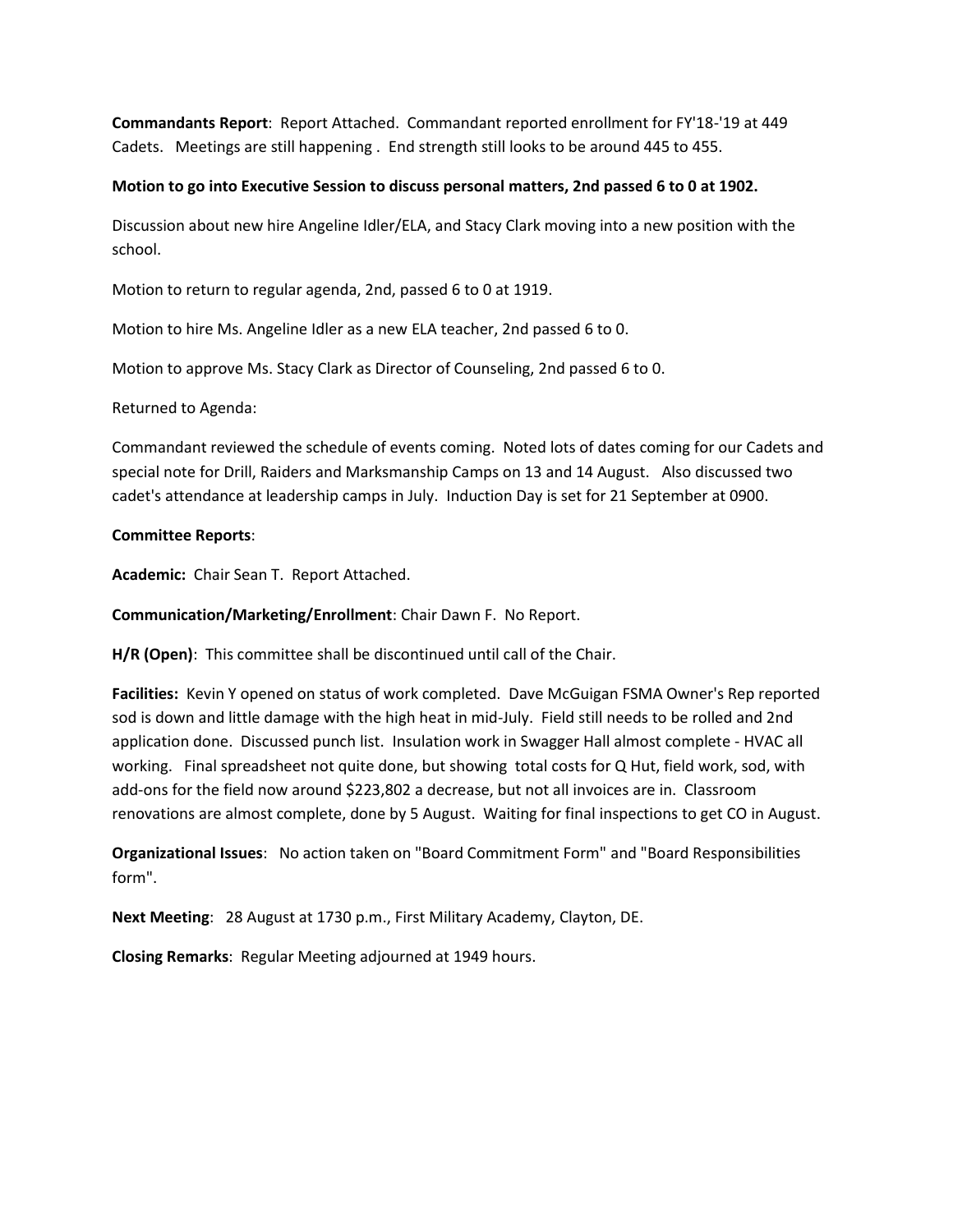**Commandants Report**: Report Attached. Commandant reported enrollment for FY'18-'19 at 449 Cadets. Meetings are still happening . End strength still looks to be around 445 to 455.

**Motion to go into Executive Session to discuss personal matters, 2nd passed 6 to 0 at 1902.**

Discussion about new hire Angeline Idler/ELA, and Stacy Clark moving into a new position with the school.

Motion to return to regular agenda, 2nd, passed 6 to 0 at 1919.

Motion to hire Ms. Angeline Idler as a new ELA teacher, 2nd passed 6 to 0.

Motion to approve Ms. Stacy Clark as Director of Counseling, 2nd passed 6 to 0.

Returned to Agenda:

Commandant reviewed the schedule of events coming. Noted lots of dates coming for our Cadets and special note for Drill, Raiders and Marksmanship Camps on 13 and 14 August. Also discussed two cadet's attendance at leadership camps in July. Induction Day is set for 21 September at 0900.

**Committee Reports**:

**Academic:** Chair Sean T. Report Attached.

**Communication/Marketing/Enrollment**: Chair Dawn F. No Report.

**H/R (Open)**: This committee shall be discontinued until call of the Chair.

**Facilities:** Kevin Y opened on status of work completed. Dave McGuigan FSMA Owner's Rep reported sod is down and little damage with the high heat in mid-July. Field still needs to be rolled and 2nd application done. Discussed punch list. Insulation work in Swagger Hall almost complete - HVAC all working. Final spreadsheet not quite done, but showing total costs for Q Hut, field work, sod, with add-ons for the field now around $223,802 a decrease, but not all invoices are in. Classroom renovations are almost complete, done by 5 August. Waiting for final inspections to get CO in August.

**Organizational Issues**: No action taken on "Board Commitment Form" and "Board Responsibilities form".

**Next Meeting**: 28 August at 1730 p.m., First Military Academy, Clayton, DE.

**Closing Remarks**: Regular Meeting adjourned at 1949 hours.